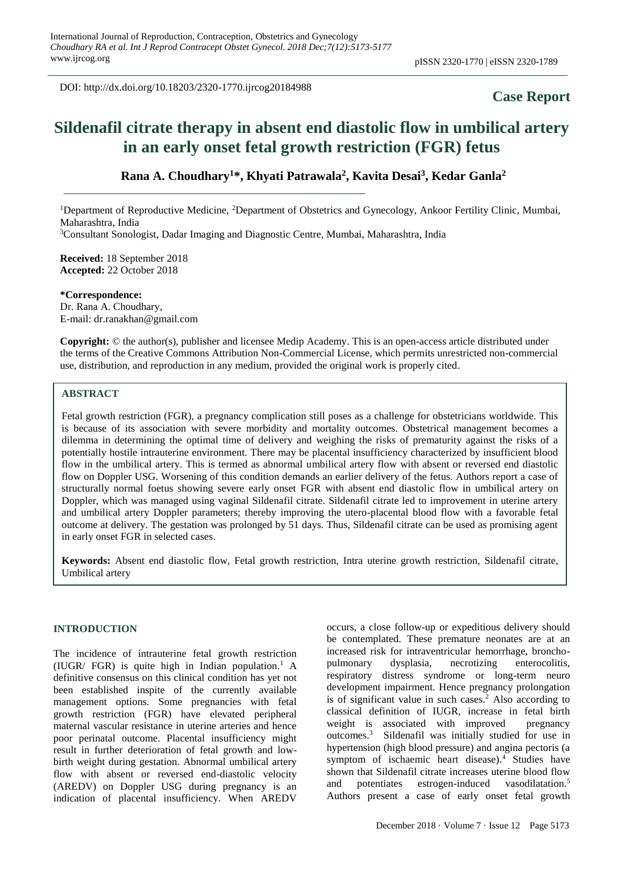DOI: http://dx.doi.org/10.18203/2320-1770.ijrcog20184988

**Case Report**

# Sildenafil citrate therapy in absent end diastolic flow in umbilical artery in an early onset fetal growth restriction (FGR) fetus

**Rana A. Choudhary[1]*, Khyati Patrawala[2], Kavita Desai[3], Kedar Ganla[2]**

[1]Department of Reproductive Medicine, [2]Department of Obstetrics and Gynecology, Ankoor Fertility Clinic, Mumbai, Maharashtra, India

[3]Consultant Sonologist, Dadar Imaging and Diagnostic Centre, Mumbai, Maharashtra, India

**Received:** 18 September 2018
**Accepted:** 22 October 2018

**\*Correspondence:**
Dr. Rana A. Choudhary,
E-mail: dr.ranakhan@gmail.com

**Copyright:** © the author(s), publisher and licensee Medip Academy. This is an open-access article distributed under the terms of the Creative Commons Attribution Non-Commercial License, which permits unrestricted non-commercial use, distribution, and reproduction in any medium, provided the original work is properly cited.

## ABSTRACT

Fetal growth restriction (FGR), a pregnancy complication still poses as a challenge for obstetricians worldwide. This is because of its association with severe morbidity and mortality outcomes. Obstetrical management becomes a dilemma in determining the optimal time of delivery and weighing the risks of prematurity against the risks of a potentially hostile intrauterine environment. There may be placental insufficiency characterized by insufficient blood flow in the umbilical artery. This is termed as abnormal umbilical artery flow with absent or reversed end diastolic flow on Doppler USG. Worsening of this condition demands an earlier delivery of the fetus. Authors report a case of structurally normal foetus showing severe early onset FGR with absent end diastolic flow in umbilical artery on Doppler, which was managed using vaginal Sildenafil citrate. Sildenafil citrate led to improvement in uterine artery and umbilical artery Doppler parameters; thereby improving the utero-placental blood flow with a favorable fetal outcome at delivery. The gestation was prolonged by 51 days. Thus, Sildenafil citrate can be used as promising agent in early onset FGR in selected cases.

**Keywords:** Absent end diastolic flow, Fetal growth restriction, Intra uterine growth restriction, Sildenafil citrate, Umbilical artery

## INTRODUCTION

The incidence of intrauterine fetal growth restriction (IUGR/ FGR) is quite high in Indian population.[1] A definitive consensus on this clinical condition has yet not been established inspite of the currently available management options. Some pregnancies with fetal growth restriction (FGR) have elevated peripheral maternal vascular resistance in uterine arteries and hence poor perinatal outcome. Placental insufficiency might result in further deterioration of fetal growth and low-birth weight during gestation. Abnormal umbilical artery flow with absent or reversed end-diastolic velocity (AREDV) on Doppler USG during pregnancy is an indication of placental insufficiency. When AREDV occurs, a close follow-up or expeditious delivery should be contemplated. These premature neonates are at an increased risk for intraventricular hemorrhage, broncho-pulmonary dysplasia, necrotizing enterocolitis, respiratory distress syndrome or long-term neuro development impairment. Hence pregnancy prolongation is of significant value in such cases.[2] Also according to classical definition of IUGR, increase in fetal birth weight is associated with improved pregnancy outcomes.[3] Sildenafil was initially studied for use in hypertension (high blood pressure) and angina pectoris (a symptom of ischaemic heart disease).[4] Studies have shown that Sildenafil citrate increases uterine blood flow and potentiates estrogen-induced vasodilatation.[5] Authors present a case of early onset fetal growth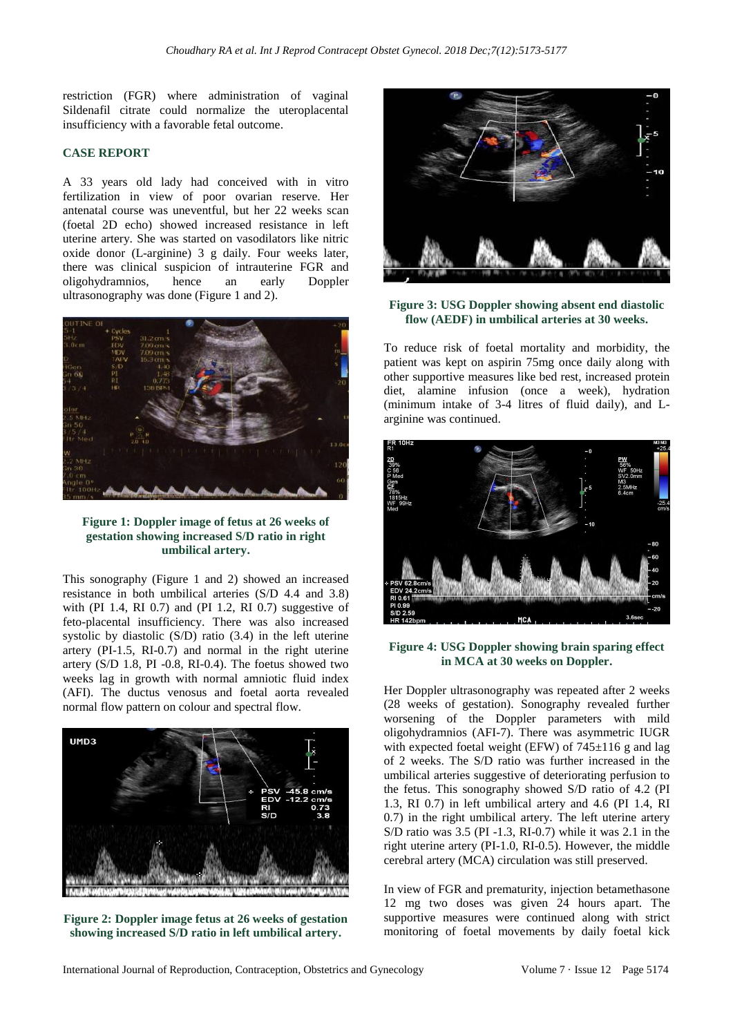restriction (FGR) where administration of vaginal Sildenafil citrate could normalize the uteroplacental insufficiency with a favorable fetal outcome.

## CASE REPORT

A 33 years old lady had conceived with in vitro fertilization in view of poor ovarian reserve. Her antenatal course was uneventful, but her 22 weeks scan (foetal 2D echo) showed increased resistance in left uterine artery. She was started on vasodilators like nitric oxide donor (L-arginine) 3 g daily. Four weeks later, there was clinical suspicion of intrauterine FGR and oligohydramnios, hence an early Doppler ultrasonography was done (Figure 1 and 2).

**Figure 1: Doppler image of fetus at 26 weeks of gestation showing increased S/D ratio in right umbilical artery.**

This sonography (Figure 1 and 2) showed an increased resistance in both umbilical arteries (S/D 4.4 and 3.8) with (PI 1.4, RI 0.7) and (PI 1.2, RI 0.7) suggestive of feto-placental insufficiency. There was also increased systolic by diastolic (S/D) ratio (3.4) in the left uterine artery (PI-1.5, RI-0.7) and normal in the right uterine artery (S/D 1.8, PI -0.8, RI-0.4). The foetus showed two weeks lag in growth with normal amniotic fluid index (AFI). The ductus venosus and foetal aorta revealed normal flow pattern on colour and spectral flow.

**Figure 2: Doppler image fetus at 26 weeks of gestation showing increased S/D ratio in left umbilical artery.**

**Figure 3: USG Doppler showing absent end diastolic flow (AEDF) in umbilical arteries at 30 weeks.**

To reduce risk of foetal mortality and morbidity, the patient was kept on aspirin 75mg once daily along with other supportive measures like bed rest, increased protein diet, alamine infusion (once a week), hydration (minimum intake of 3-4 litres of fluid daily), and L-arginine was continued.

**Figure 4: USG Doppler showing brain sparing effect in MCA at 30 weeks on Doppler.**

Her Doppler ultrasonography was repeated after 2 weeks (28 weeks of gestation). Sonography revealed further worsening of the Doppler parameters with mild oligohydramnios (AFI-7). There was asymmetric IUGR with expected foetal weight (EFW) of 745±116 g and lag of 2 weeks. The S/D ratio was further increased in the umbilical arteries suggestive of deteriorating perfusion to the fetus. This sonography showed S/D ratio of 4.2 (PI 1.3, RI 0.7) in left umbilical artery and 4.6 (PI 1.4, RI 0.7) in the right umbilical artery. The left uterine artery S/D ratio was 3.5 (PI -1.3, RI-0.7) while it was 2.1 in the right uterine artery (PI-1.0, RI-0.5). However, the middle cerebral artery (MCA) circulation was still preserved.

In view of FGR and prematurity, injection betamethasone 12 mg two doses was given 24 hours apart. The supportive measures were continued along with strict monitoring of foetal movements by daily foetal kick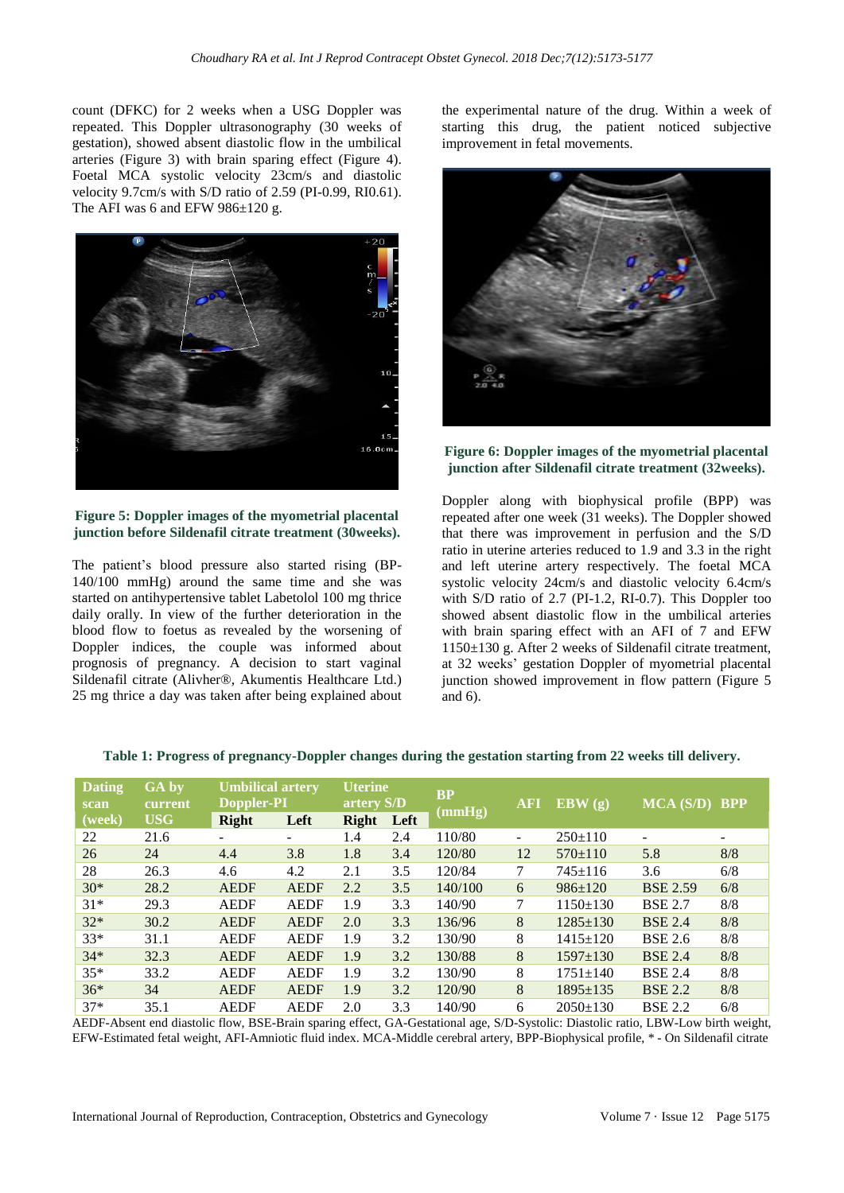count (DFKC) for 2 weeks when a USG Doppler was repeated. This Doppler ultrasonography (30 weeks of gestation), showed absent diastolic flow in the umbilical arteries (Figure 3) with brain sparing effect (Figure 4). Foetal MCA systolic velocity 23cm/s and diastolic velocity 9.7cm/s with S/D ratio of 2.59 (PI-0.99, RI0.61). The AFI was 6 and EFW 986±120 g.

**Figure 5: Doppler images of the myometrial placental junction before Sildenafil citrate treatment (30weeks).**

The patient's blood pressure also started rising (BP-140/100 mmHg) around the same time and she was started on antihypertensive tablet Labetolol 100 mg thrice daily orally. In view of the further deterioration in the blood flow to foetus as revealed by the worsening of Doppler indices, the couple was informed about prognosis of pregnancy. A decision to start vaginal Sildenafil citrate (Alivher®, Akumentis Healthcare Ltd.) 25 mg thrice a day was taken after being explained about the experimental nature of the drug. Within a week of starting this drug, the patient noticed subjective improvement in fetal movements.

**Figure 6: Doppler images of the myometrial placental junction after Sildenafil citrate treatment (32weeks).**

Doppler along with biophysical profile (BPP) was repeated after one week (31 weeks). The Doppler showed that there was improvement in perfusion and the S/D ratio in uterine arteries reduced to 1.9 and 3.3 in the right and left uterine artery respectively. The foetal MCA systolic velocity 24cm/s and diastolic velocity 6.4cm/s with S/D ratio of 2.7 (PI-1.2, RI-0.7). This Doppler too showed absent diastolic flow in the umbilical arteries with brain sparing effect with an AFI of 7 and EFW 1150±130 g. After 2 weeks of Sildenafil citrate treatment, at 32 weeks' gestation Doppler of myometrial placental junction showed improvement in flow pattern (Figure 5 and 6).

**Table 1: Progress of pregnancy-Doppler changes during the gestation starting from 22 weeks till delivery.**

| Dating scan (week) | GA by current USG | Umbilical artery Doppler-PI | | Uterine artery S/D | | BP (mmHg) | AFI | EBW (g) | MCA (S/D) | BPP |
|---|---|---|---|---|---|---|---|---|---|---|
| | | Right | Left | Right | Left | | | | | |
| 22 | 21.6 | - | - | 1.4 | 2.4 | 110/80 | - | 250±110 | - | - |
| 26 | 24 | 4.4 | 3.8 | 1.8 | 3.4 | 120/80 | 12 | 570±110 | 5.8 | 8/8 |
| 28 | 26.3 | 4.6 | 4.2 | 2.1 | 3.5 | 120/84 | 7 | 745±116 | 3.6 | 6/8 |
| 30* | 28.2 | AEDF | AEDF | 2.2 | 3.5 | 140/100 | 6 | 986±120 | BSE 2.59 | 6/8 |
| 31* | 29.3 | AEDF | AEDF | 1.9 | 3.3 | 140/90 | 7 | 1150±130 | BSE 2.7 | 8/8 |
| 32* | 30.2 | AEDF | AEDF | 2.0 | 3.3 | 136/96 | 8 | 1285±130 | BSE 2.4 | 8/8 |
| 33* | 31.1 | AEDF | AEDF | 1.9 | 3.2 | 130/90 | 8 | 1415±120 | BSE 2.6 | 8/8 |
| 34* | 32.3 | AEDF | AEDF | 1.9 | 3.2 | 130/88 | 8 | 1597±130 | BSE 2.4 | 8/8 |
| 35* | 33.2 | AEDF | AEDF | 1.9 | 3.2 | 130/90 | 8 | 1751±140 | BSE 2.4 | 8/8 |
| 36* | 34 | AEDF | AEDF | 1.9 | 3.2 | 120/90 | 8 | 1895±135 | BSE 2.2 | 8/8 |
| 37* | 35.1 | AEDF | AEDF | 2.0 | 3.3 | 140/90 | 6 | 2050±130 | BSE 2.2 | 6/8 |

AEDF-Absent end diastolic flow, BSE-Brain sparing effect, GA-Gestational age, S/D-Systolic: Diastolic ratio, LBW-Low birth weight, EFW-Estimated fetal weight, AFI-Amniotic fluid index. MCA-Middle cerebral artery, BPP-Biophysical profile, * - On Sildenafil citrate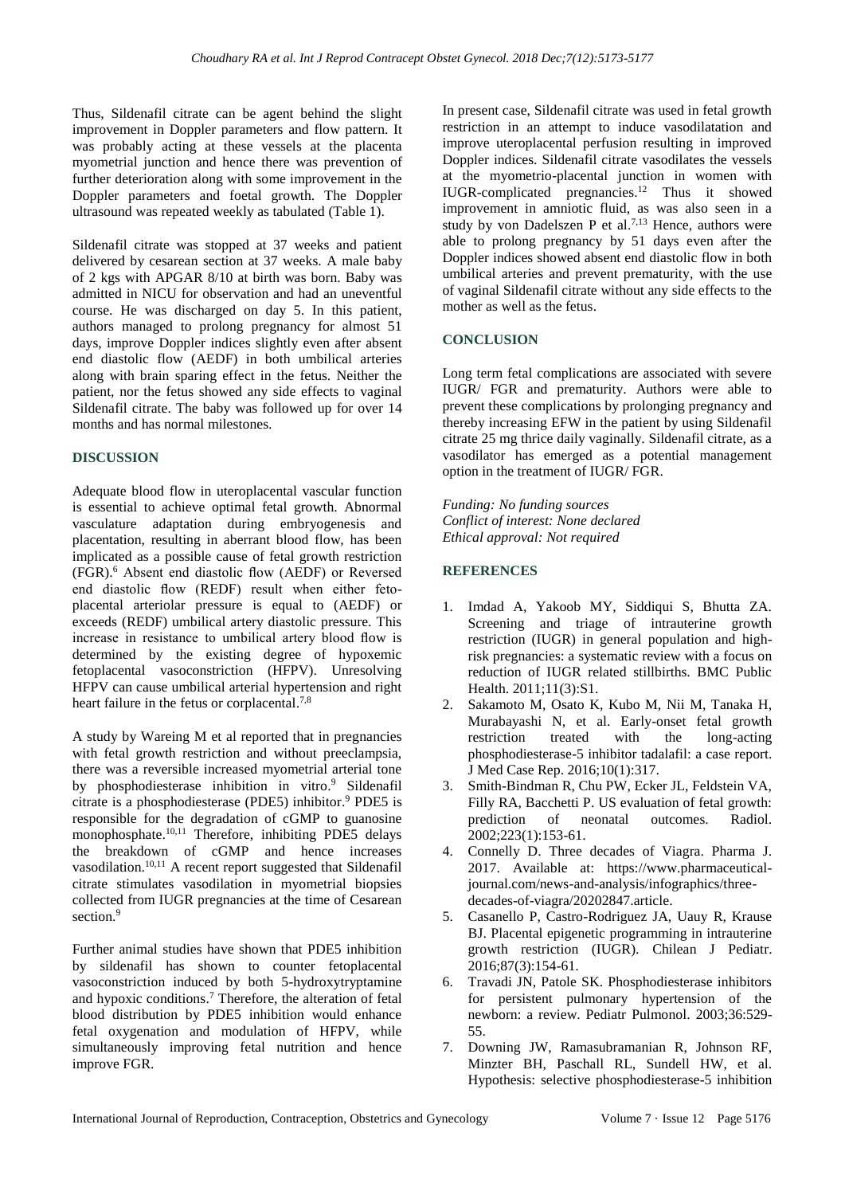Thus, Sildenafil citrate can be agent behind the slight improvement in Doppler parameters and flow pattern. It was probably acting at these vessels at the placenta myometrial junction and hence there was prevention of further deterioration along with some improvement in the Doppler parameters and foetal growth. The Doppler ultrasound was repeated weekly as tabulated (Table 1).

Sildenafil citrate was stopped at 37 weeks and patient delivered by cesarean section at 37 weeks. A male baby of 2 kgs with APGAR 8/10 at birth was born. Baby was admitted in NICU for observation and had an uneventful course. He was discharged on day 5. In this patient, authors managed to prolong pregnancy for almost 51 days, improve Doppler indices slightly even after absent end diastolic flow (AEDF) in both umbilical arteries along with brain sparing effect in the fetus. Neither the patient, nor the fetus showed any side effects to vaginal Sildenafil citrate. The baby was followed up for over 14 months and has normal milestones.

## DISCUSSION

Adequate blood flow in uteroplacental vascular function is essential to achieve optimal fetal growth. Abnormal vasculature adaptation during embryogenesis and placentation, resulting in aberrant blood flow, has been implicated as a possible cause of fetal growth restriction (FGR).[6] Absent end diastolic flow (AEDF) or Reversed end diastolic flow (REDF) result when either feto-placental arteriolar pressure is equal to (AEDF) or exceeds (REDF) umbilical artery diastolic pressure. This increase in resistance to umbilical artery blood flow is determined by the existing degree of hypoxemic fetoplacental vasoconstriction (HFPV). Unresolving HFPV can cause umbilical arterial hypertension and right heart failure in the fetus or corplacental.[7,8]

A study by Wareing M et al reported that in pregnancies with fetal growth restriction and without preeclampsia, there was a reversible increased myometrial arterial tone by phosphodiesterase inhibition in vitro.[9] Sildenafil citrate is a phosphodiesterase (PDE5) inhibitor.[9] PDE5 is responsible for the degradation of cGMP to guanosine monophosphate.[10,11] Therefore, inhibiting PDE5 delays the breakdown of cGMP and hence increases vasodilation.[10,11] A recent report suggested that Sildenafil citrate stimulates vasodilation in myometrial biopsies collected from IUGR pregnancies at the time of Cesarean section.[9]

Further animal studies have shown that PDE5 inhibition by sildenafil has shown to counter fetoplacental vasoconstriction induced by both 5-hydroxytryptamine and hypoxic conditions.[7] Therefore, the alteration of fetal blood distribution by PDE5 inhibition would enhance fetal oxygenation and modulation of HFPV, while simultaneously improving fetal nutrition and hence improve FGR.

In present case, Sildenafil citrate was used in fetal growth restriction in an attempt to induce vasodilatation and improve uteroplacental perfusion resulting in improved Doppler indices. Sildenafil citrate vasodilates the vessels at the myometrio-placental junction in women with IUGR-complicated pregnancies.[12] Thus it showed improvement in amniotic fluid, as was also seen in a study by von Dadelszen P et al.[7,13] Hence, authors were able to prolong pregnancy by 51 days even after the Doppler indices showed absent end diastolic flow in both umbilical arteries and prevent prematurity, with the use of vaginal Sildenafil citrate without any side effects to the mother as well as the fetus.

## CONCLUSION

Long term fetal complications are associated with severe IUGR/ FGR and prematurity. Authors were able to prevent these complications by prolonging pregnancy and thereby increasing EFW in the patient by using Sildenafil citrate 25 mg thrice daily vaginally. Sildenafil citrate, as a vasodilator has emerged as a potential management option in the treatment of IUGR/ FGR.

*Funding: No funding sources*
*Conflict of interest: None declared*
*Ethical approval: Not required*

## REFERENCES

1. Imdad A, Yakoob MY, Siddiqui S, Bhutta ZA. Screening and triage of intrauterine growth restriction (IUGR) in general population and high-risk pregnancies: a systematic review with a focus on reduction of IUGR related stillbirths. BMC Public Health. 2011;11(3):S1.
2. Sakamoto M, Osato K, Kubo M, Nii M, Tanaka H, Murabayashi N, et al. Early-onset fetal growth restriction treated with the long-acting phosphodiesterase-5 inhibitor tadalafil: a case report. J Med Case Rep. 2016;10(1):317.
3. Smith-Bindman R, Chu PW, Ecker JL, Feldstein VA, Filly RA, Bacchetti P. US evaluation of fetal growth: prediction of neonatal outcomes. Radiol. 2002;223(1):153-61.
4. Connelly D. Three decades of Viagra. Pharma J. 2017. Available at: https://www.pharmaceutical-journal.com/news-and-analysis/infographics/three-decades-of-viagra/20202847.article.
5. Casanello P, Castro-Rodriguez JA, Uauy R, Krause BJ. Placental epigenetic programming in intrauterine growth restriction (IUGR). Chilean J Pediatr. 2016;87(3):154-61.
6. Travadi JN, Patole SK. Phosphodiesterase inhibitors for persistent pulmonary hypertension of the newborn: a review. Pediatr Pulmonol. 2003;36:529-55.
7. Downing JW, Ramasubramanian R, Johnson RF, Minzter BH, Paschall RL, Sundell HW, et al. Hypothesis: selective phosphodiesterase-5 inhibition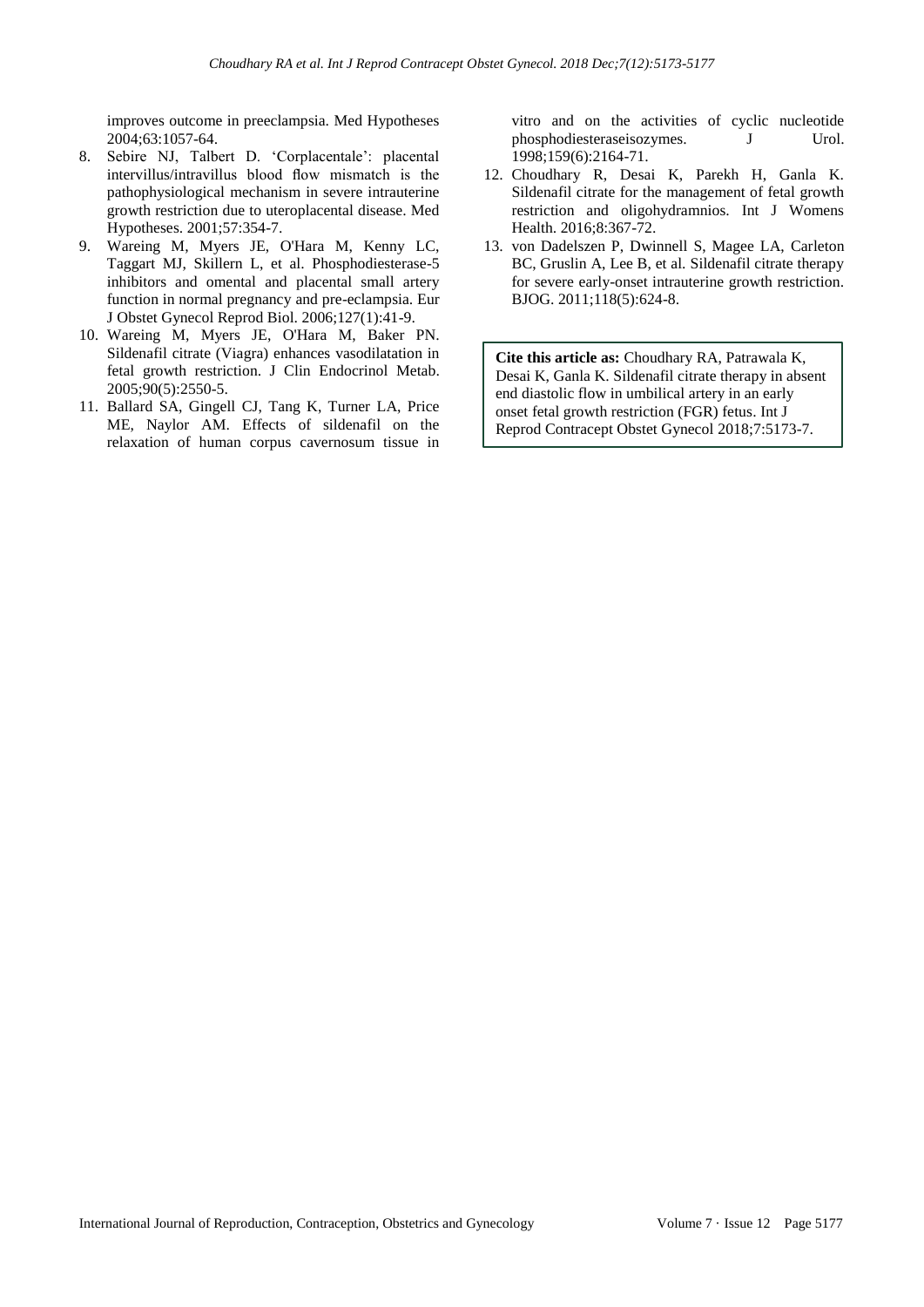improves outcome in preeclampsia. Med Hypotheses 2004;63:1057-64.

8. Sebire NJ, Talbert D. 'Corplacentale': placental intervillus/intravillus blood flow mismatch is the pathophysiological mechanism in severe intrauterine growth restriction due to uteroplacental disease. Med Hypotheses. 2001;57:354-7.
9. Wareing M, Myers JE, O'Hara M, Kenny LC, Taggart MJ, Skillern L, et al. Phosphodiesterase-5 inhibitors and omental and placental small artery function in normal pregnancy and pre-eclampsia. Eur J Obstet Gynecol Reprod Biol. 2006;127(1):41-9.
10. Wareing M, Myers JE, O'Hara M, Baker PN. Sildenafil citrate (Viagra) enhances vasodilatation in fetal growth restriction. J Clin Endocrinol Metab. 2005;90(5):2550-5.
11. Ballard SA, Gingell CJ, Tang K, Turner LA, Price ME, Naylor AM. Effects of sildenafil on the relaxation of human corpus cavernosum tissue in vitro and on the activities of cyclic nucleotide phosphodiesteraseisozymes. J Urol. 1998;159(6):2164-71.
12. Choudhary R, Desai K, Parekh H, Ganla K. Sildenafil citrate for the management of fetal growth restriction and oligohydramnios. Int J Womens Health. 2016;8:367-72.
13. von Dadelszen P, Dwinnell S, Magee LA, Carleton BC, Gruslin A, Lee B, et al. Sildenafil citrate therapy for severe early-onset intrauterine growth restriction. BJOG. 2011;118(5):624-8.

**Cite this article as:** Choudhary RA, Patrawala K, Desai K, Ganla K. Sildenafil citrate therapy in absent end diastolic flow in umbilical artery in an early onset fetal growth restriction (FGR) fetus. Int J Reprod Contracept Obstet Gynecol 2018;7:5173-7.